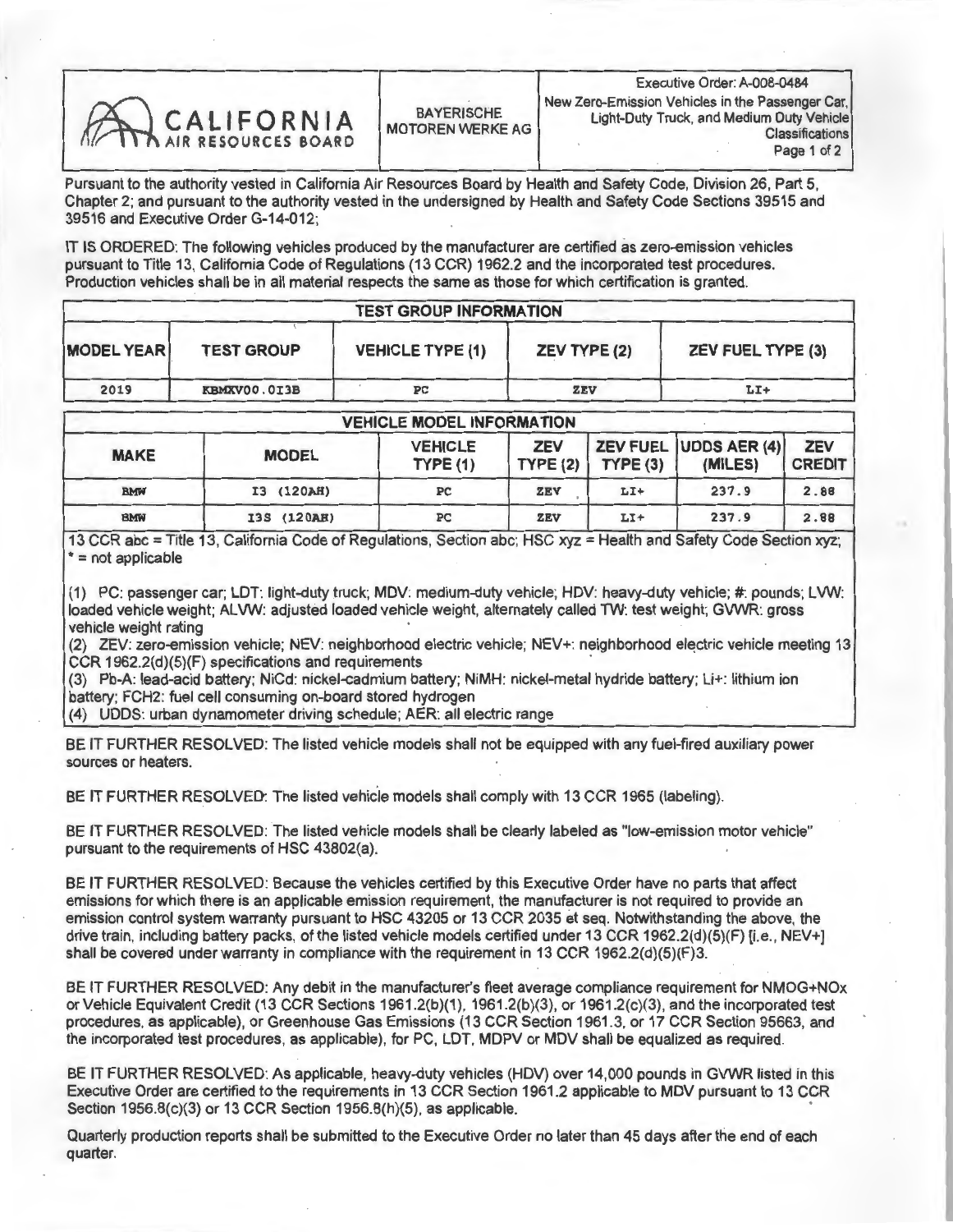CALIFORNIA AIR RESOURCES BOARD

BAYERISCHE MOTOREN WERKE AG

Executive Order: A-008-0484
New Zero-Emission Vehicles in the Passenger Car, Light-Duty Truck, and Medium Duty Vehicle Classifications

Pursuant to the authority vested in California Air Resources Board by Health and Safety Code, Division 26, Part 5, Chapter 2; and pursuant to the authority vested in the undersigned by Health and Safety Code Sections 39515 and 39516 and Executive Order G-14-012;

IT IS ORDERED: The following vehicles produced by the manufacturer are certified as zero-emission vehicles pursuant to Title 13, California Code of Regulations (13 CCR) 1962.2 and the incorporated test procedures. Production vehicles shall be in all material respects the same as those for which certification is granted.

| TEST GROUP INFORMATION | | | | |
|---|---|---|---|---|
| **MODEL YEAR** | **TEST GROUP** | **VEHICLE TYPE (1)** | **ZEV TYPE (2)** | **ZEV FUEL TYPE (3)** |
| 2019 | KBMXV00.0I3B | PC | ZEV | LI+ |

| VEHICLE MODEL INFORMATION | | | | | | |
|---|---|---|---|---|---|---|
| **MAKE** | **MODEL** | **VEHICLE TYPE (1)** | **ZEV TYPE (2)** | **ZEV FUEL TYPE (3)** | **UDDS AER (4) (MILES)** | **ZEV CREDIT** |
| BMW | I3 (120AH) | PC | ZEV | LI+ | 237.9 | 2.88 |
| BMW | I3S (120AH) | PC | ZEV | LI+ | 237.9 | 2.88 |

13 CCR abc = Title 13, California Code of Regulations, Section abc; HSC xyz = Health and Safety Code Section xyz; * = not applicable

(1) PC: passenger car; LDT: light-duty truck; MDV: medium-duty vehicle; HDV: heavy-duty vehicle; #: pounds; LVW: loaded vehicle weight; ALVW: adjusted loaded vehicle weight, alternately called TW: test weight; GVWR: gross vehicle weight rating

(2) ZEV: zero-emission vehicle; NEV: neighborhood electric vehicle; NEV+: neighborhood electric vehicle meeting 13 CCR 1962.2(d)(5)(F) specifications and requirements

(3) Pb-A: lead-acid battery; NiCd: nickel-cadmium battery; NiMH: nickel-metal hydride battery; Li+: lithium ion battery; FCH2: fuel cell consuming on-board stored hydrogen

(4) UDDS: urban dynamometer driving schedule; AER: all electric range

BE IT FURTHER RESOLVED: The listed vehicle models shall not be equipped with any fuel-fired auxiliary power sources or heaters.

BE IT FURTHER RESOLVED: The listed vehicle models shall comply with 13 CCR 1965 (labeling).

BE IT FURTHER RESOLVED: The listed vehicle models shall be clearly labeled as "low-emission motor vehicle" pursuant to the requirements of HSC 43802(a).

BE IT FURTHER RESOLVED: Because the vehicles certified by this Executive Order have no parts that affect emissions for which there is an applicable emission requirement, the manufacturer is not required to provide an emission control system warranty pursuant to HSC 43205 or 13 CCR 2035 et seq. Notwithstanding the above, the drive train, including battery packs, of the listed vehicle models certified under 13 CCR 1962.2(d)(5)(F) [i.e., NEV+] shall be covered under warranty in compliance with the requirement in 13 CCR 1962.2(d)(5)(F)3.

BE IT FURTHER RESOLVED: Any debit in the manufacturer's fleet average compliance requirement for NMOG+NOx or Vehicle Equivalent Credit (13 CCR Sections 1961.2(b)(1), 1961.2(b)(3), or 1961.2(c)(3), and the incorporated test procedures, as applicable), or Greenhouse Gas Emissions (13 CCR Section 1961.3, or 17 CCR Section 95663, and the incorporated test procedures, as applicable), for PC, LDT, MDPV or MDV shall be equalized as required.

BE IT FURTHER RESOLVED: As applicable, heavy-duty vehicles (HDV) over 14,000 pounds in GVWR listed in this Executive Order are certified to the requirements in 13 CCR Section 1961.2 applicable to MDV pursuant to 13 CCR Section 1956.8(c)(3) or 13 CCR Section 1956.8(h)(5), as applicable.

Quarterly production reports shall be submitted to the Executive Order no later than 45 days after the end of each quarter.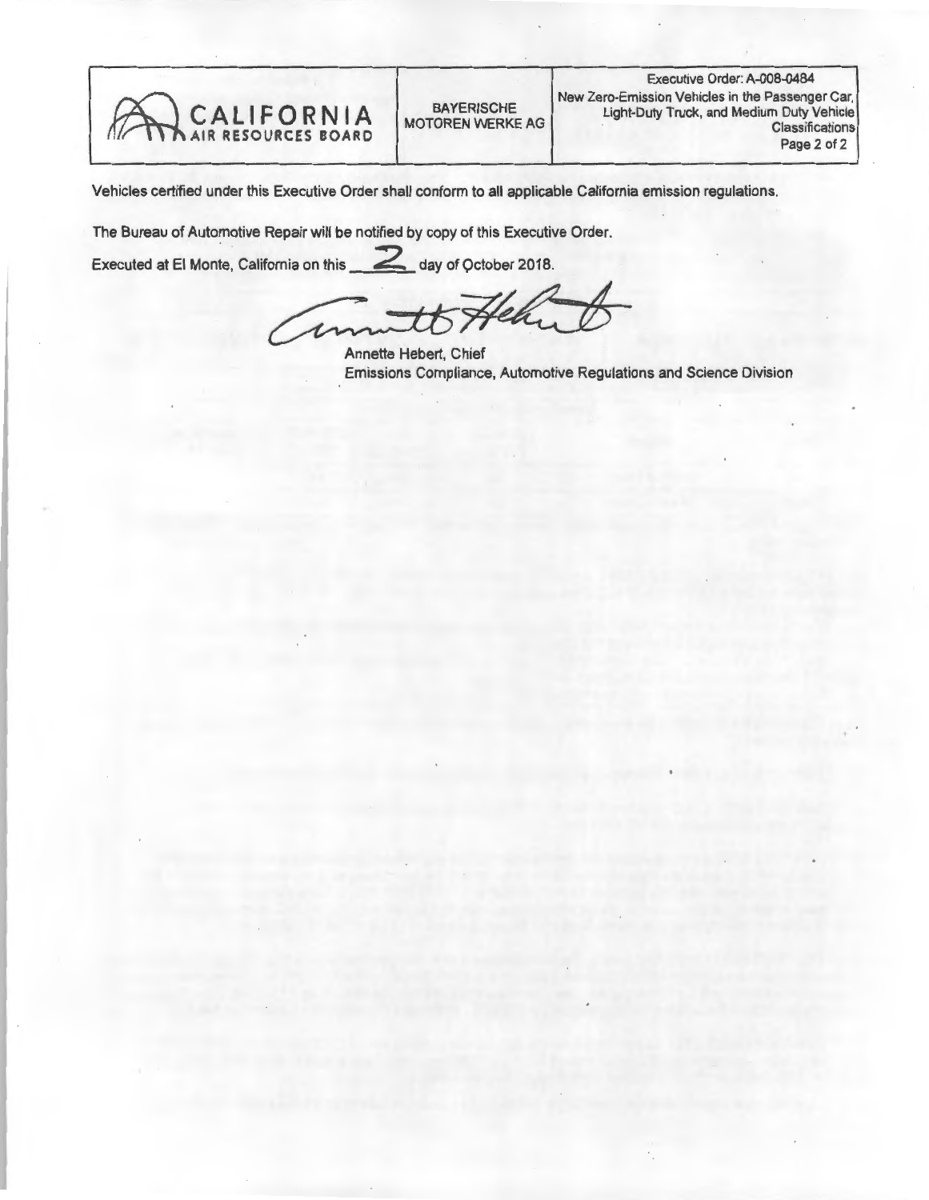| | | |
|---|---|---|
| CALIFORNIA AIR RESOURCES BOARD | BAYERISCHE MOTOREN WERKE AG | Executive Order: A-008-0484 New Zero-Emission Vehicles in the Passenger Car, Light-Duty Truck, and Medium Duty Vehicle Classifications |

Vehicles certified under this Executive Order shall conform to all applicable California emission regulations.

The Bureau of Automotive Repair will be notified by copy of this Executive Order.

Executed at El Monte, California on this 2 day of October 2018.

Annette Hebert, Chief
Emissions Compliance, Automotive Regulations and Science Division